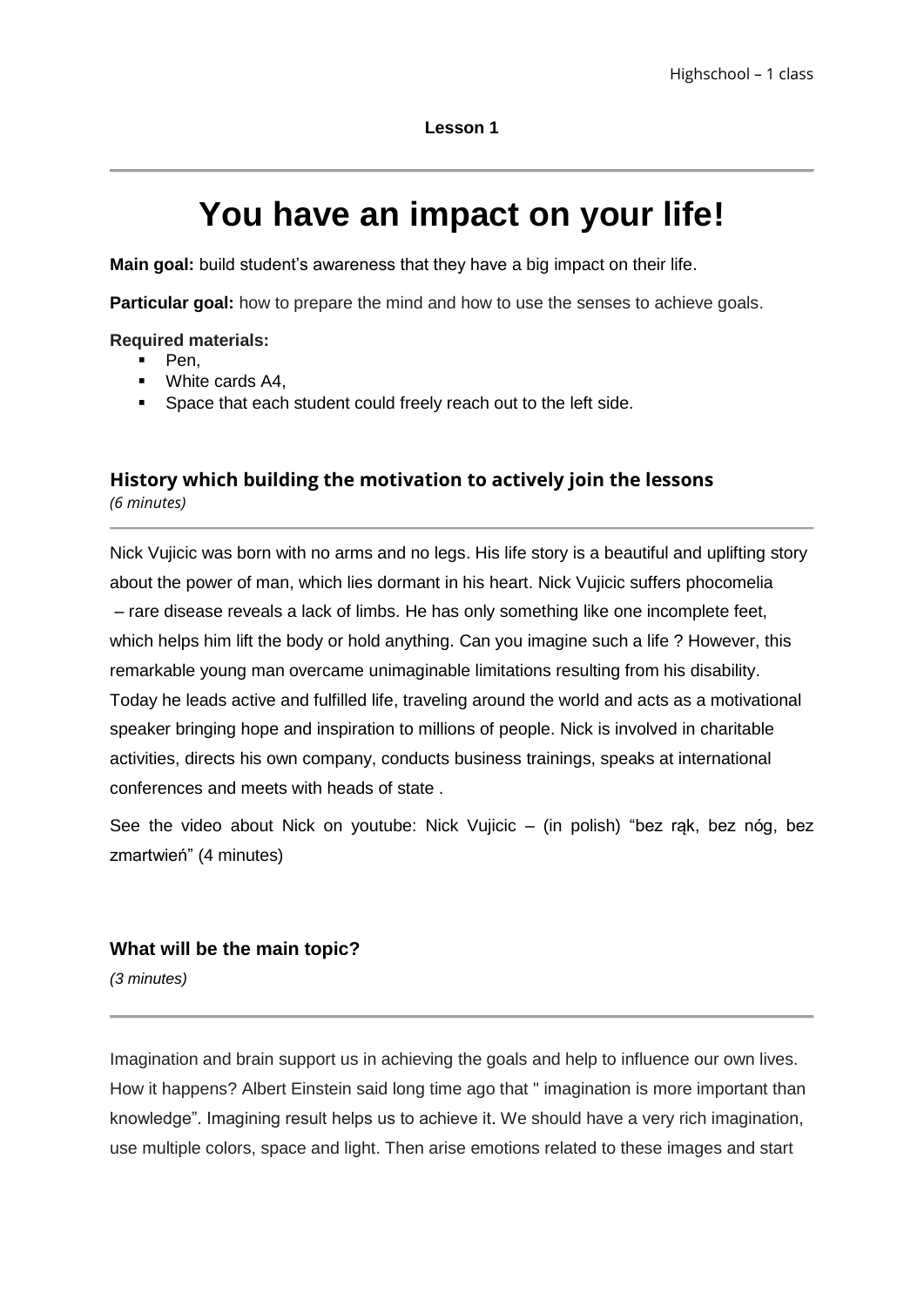**Lesson 1**

# You have an impact on your life!

**Main goal:** build student's awareness that they have a big impact on their life.

**Particular goal:** how to prepare the mind and how to use the senses to achieve goals.

**Required materials:**

- Pen,
- White cards A4,
- Space that each student could freely reach out to the left side.

## History which building the motivation to actively join the lessons

*(6 minutes)*

Nick Vujicic was born with no arms and no legs. His life story is a beautiful and uplifting story about the power of man, which lies dormant in his heart. Nick Vujicic suffers phocomelia – rare disease reveals a lack of limbs. He has only something like one incomplete feet, which helps him lift the body or hold anything. Can you imagine such a life ? However, this remarkable young man overcame unimaginable limitations resulting from his disability. Today he leads active and fulfilled life, traveling around the world and acts as a motivational speaker bringing hope and inspiration to millions of people. Nick is involved in charitable activities, directs his own company, conducts business trainings, speaks at international conferences and meets with heads of state .

See the video about Nick on youtube: Nick Vujicic – (in polish) "bez rąk, bez nóg, bez zmartwień" (4 minutes)

## What will be the main topic?

*(3 minutes)*

Imagination and brain support us in achieving the goals and help to influence our own lives. How it happens? Albert Einstein said long time ago that " imagination is more important than knowledge". Imagining result helps us to achieve it. We should have a very rich imagination, use multiple colors, space and light. Then arise emotions related to these images and start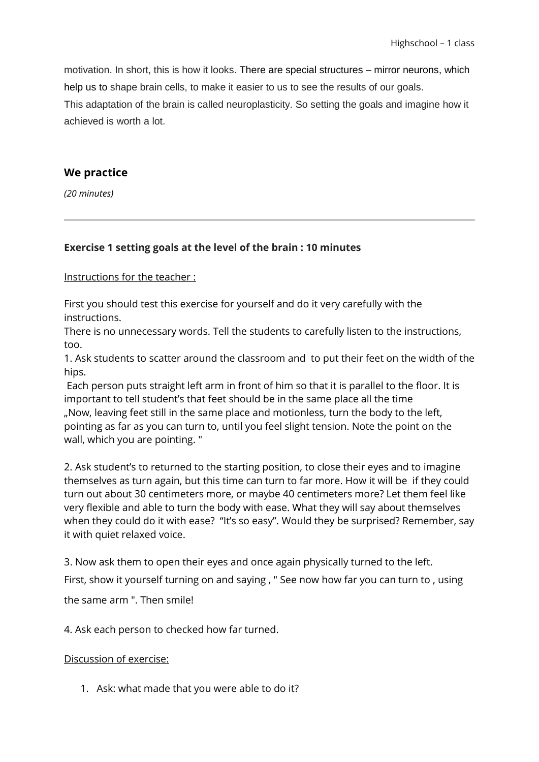motivation. In short, this is how it looks. There are special structures – mirror neurons, which help us to shape brain cells, to make it easier to us to see the results of our goals.
This adaptation of the brain is called neuroplasticity. So setting the goals and imagine how it achieved is worth a lot.

## We practice

*(20 minutes)*

---

### Exercise 1 setting goals at the level of the brain : 10 minutes

<u>Instructions for the teacher :</u>

First you should test this exercise for yourself and do it very carefully with the instructions.
There is no unnecessary words. Tell the students to carefully listen to the instructions, too.
1. Ask students to scatter around the classroom and to put their feet on the width of the hips.
Each person puts straight left arm in front of him so that it is parallel to the floor. It is important to tell student's that feet should be in the same place all the time
„Now, leaving feet still in the same place and motionless, turn the body to the left, pointing as far as you can turn to, until you feel slight tension. Note the point on the wall, which you are pointing. "

2. Ask student's to returned to the starting position, to close their eyes and to imagine themselves as turn again, but this time can turn to far more. How it will be if they could turn out about 30 centimeters more, or maybe 40 centimeters more? Let them feel like very flexible and able to turn the body with ease. What they will say about themselves when they could do it with ease? "It's so easy". Would they be surprised? Remember, say it with quiet relaxed voice.

3. Now ask them to open their eyes and once again physically turned to the left.
First, show it yourself turning on and saying , " See now how far you can turn to , using the same arm ". Then smile!

4. Ask each person to checked how far turned.

<u>Discussion of exercise:</u>

1. Ask: what made that you were able to do it?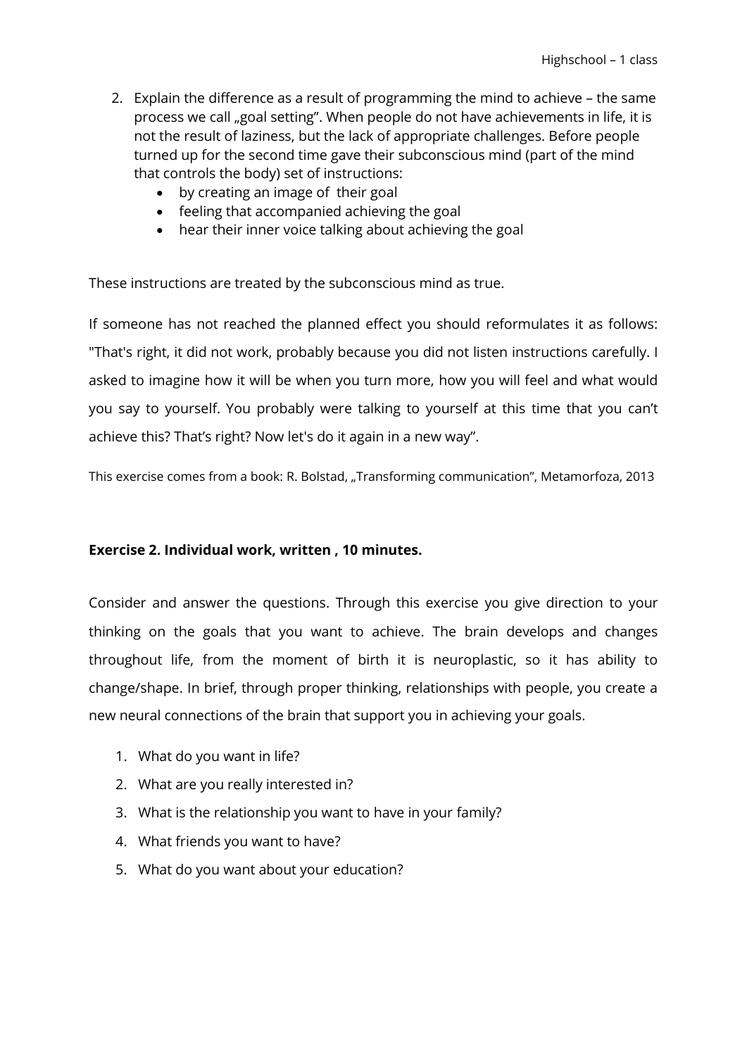2. Explain the difference as a result of programming the mind to achieve – the same process we call „goal setting". When people do not have achievements in life, it is not the result of laziness, but the lack of appropriate challenges. Before people turned up for the second time gave their subconscious mind (part of the mind that controls the body) set of instructions:
    - by creating an image of their goal
    - feeling that accompanied achieving the goal
    - hear their inner voice talking about achieving the goal

These instructions are treated by the subconscious mind as true.

If someone has not reached the planned effect you should reformulates it as follows: "That's right, it did not work, probably because you did not listen instructions carefully. I asked to imagine how it will be when you turn more, how you will feel and what would you say to yourself. You probably were talking to yourself at this time that you can't achieve this? That's right? Now let's do it again in a new way".

This exercise comes from a book: R. Bolstad, „Transforming communication", Metamorfoza, 2013

**Exercise 2. Individual work, written , 10 minutes.**

Consider and answer the questions. Through this exercise you give direction to your thinking on the goals that you want to achieve. The brain develops and changes throughout life, from the moment of birth it is neuroplastic, so it has ability to change/shape. In brief, through proper thinking, relationships with people, you create a new neural connections of the brain that support you in achieving your goals.

1. What do you want in life?
2. What are you really interested in?
3. What is the relationship you want to have in your family?
4. What friends you want to have?
5. What do you want about your education?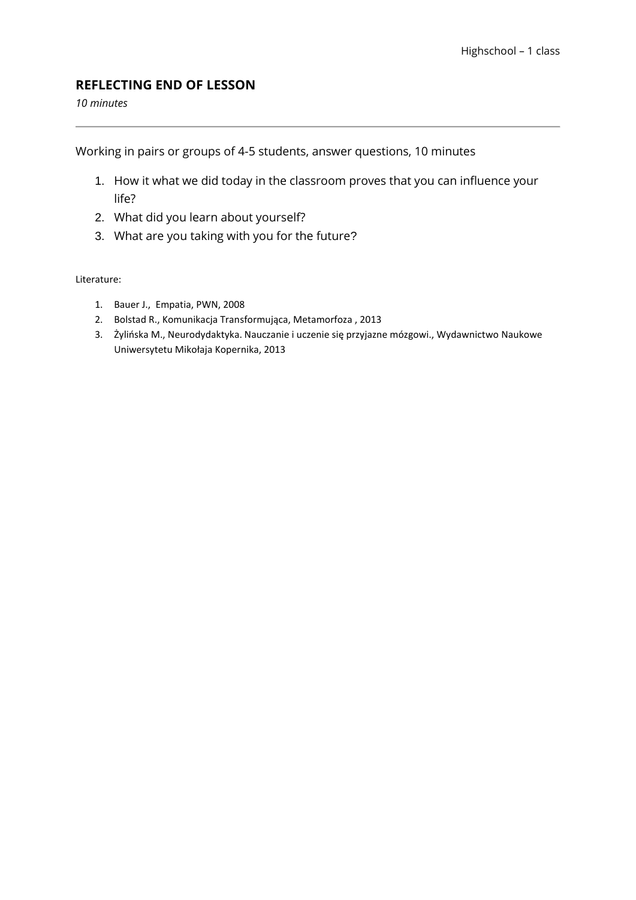## REFLECTING END OF LESSON

*10 minutes*

---

Working in pairs or groups of 4-5 students, answer questions, 10 minutes

1. How it what we did today in the classroom proves that you can influence your life?
2. What did you learn about yourself?
3. What are you taking with you for the future?

Literature:

1. Bauer J., Empatia, PWN, 2008
2. Bolstad R., Komunikacja Transformująca, Metamorfoza , 2013
3. Żylińska M., Neurodydaktyka. Nauczanie i uczenie się przyjazne mózgowi., Wydawnictwo Naukowe Uniwersytetu Mikołaja Kopernika, 2013